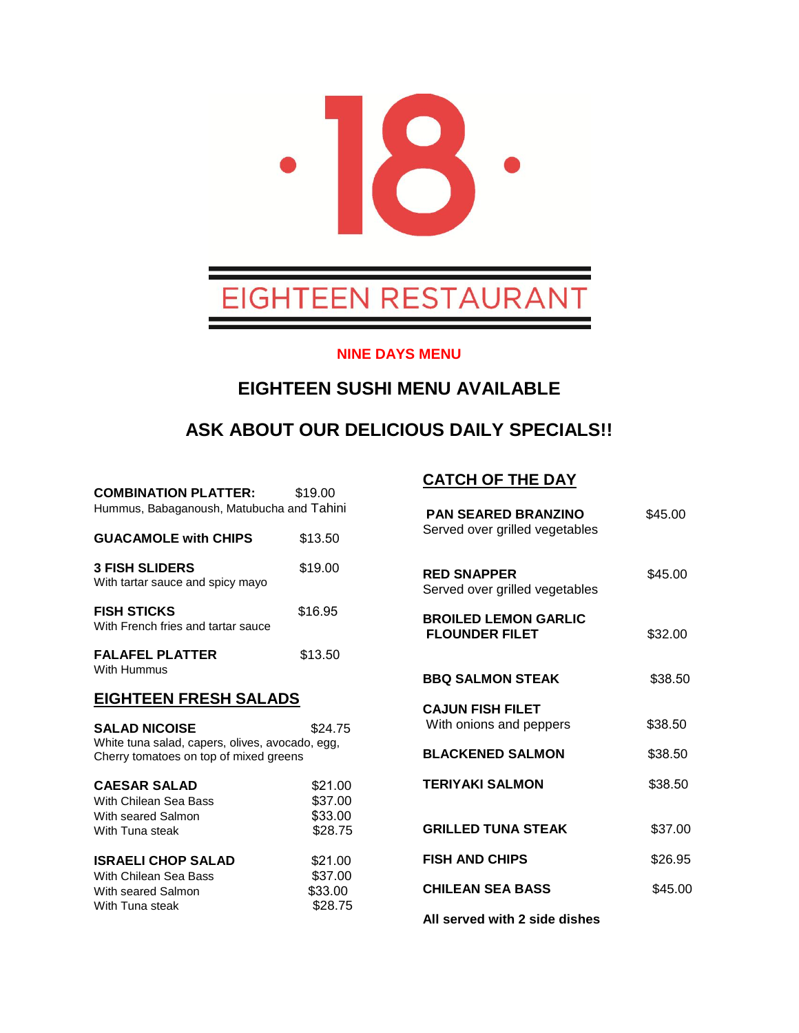# 18

# EIGHTEEN RESTAURANT

**NINE DAYS MENU**

## EIGHTEEN SUSHI MENU AVAILABLE

## ASK ABOUT OUR DELICIOUS DAILY SPECIALS!!

**COMBINATION PLATTER:** $19.00
Hummus, Babaganoush, Matubucha and Tahini

**GUACAMOLE with CHIPS** $13.50

**3 FISH SLIDERS** $19.00
With tartar sauce and spicy mayo

**FISH STICKS** $16.95
With French fries and tartar sauce

**FALAFEL PLATTER** $13.50
With Hummus

## EIGHTEEN FRESH SALADS

**SALAD NICOISE** $24.75
White tuna salad, capers, olives, avocado, egg,
Cherry tomatoes on top of mixed greens

**CAESAR SALAD** $21.00
With Chilean Sea Bass $37.00
With seared Salmon $33.00
With Tuna steak $28.75

**ISRAELI CHOP SALAD** $21.00
With Chilean Sea Bass $37.00
With seared Salmon $33.00
With Tuna steak $28.75

## CATCH OF THE DAY

**PAN SEARED BRANZINO** $45.00
Served over grilled vegetables

**RED SNAPPER** $45.00
Served over grilled vegetables

**BROILED LEMON GARLIC FLOUNDER FILET** $32.00

**BBQ SALMON STEAK** $38.50

**CAJUN FISH FILET** $38.50
With onions and peppers

**BLACKENED SALMON** $38.50

**TERIYAKI SALMON** $38.50

**GRILLED TUNA STEAK** $37.00

**FISH AND CHIPS** $26.95

**CHILEAN SEA BASS** $45.00

**All served with 2 side dishes**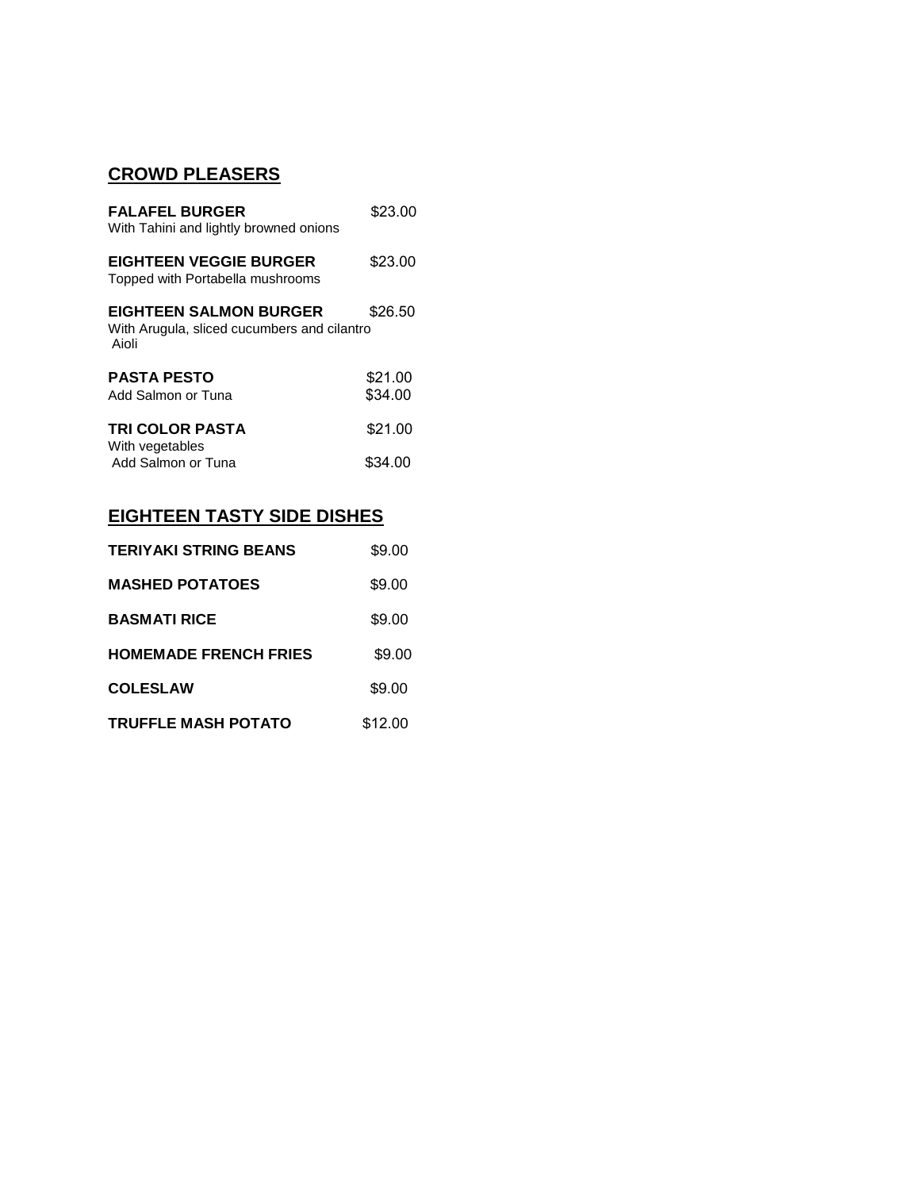## CROWD PLEASERS

**FALAFEL BURGER** $23.00
With Tahini and lightly browned onions

**EIGHTEEN VEGGIE BURGER** $23.00
Topped with Portabella mushrooms

**EIGHTEEN SALMON BURGER** $26.50
With Arugula, sliced cucumbers and cilantro Aioli

**PASTA PESTO** $21.00
Add Salmon or Tuna $34.00

**TRI COLOR PASTA** $21.00
With vegetables
Add Salmon or Tuna $34.00

## EIGHTEEN TASTY SIDE DISHES

**TERIYAKI STRING BEANS** $9.00

**MASHED POTATOES** $9.00

**BASMATI RICE** $9.00

**HOMEMADE FRENCH FRIES** $9.00

**COLESLAW** $9.00

**TRUFFLE MASH POTATO** $12.00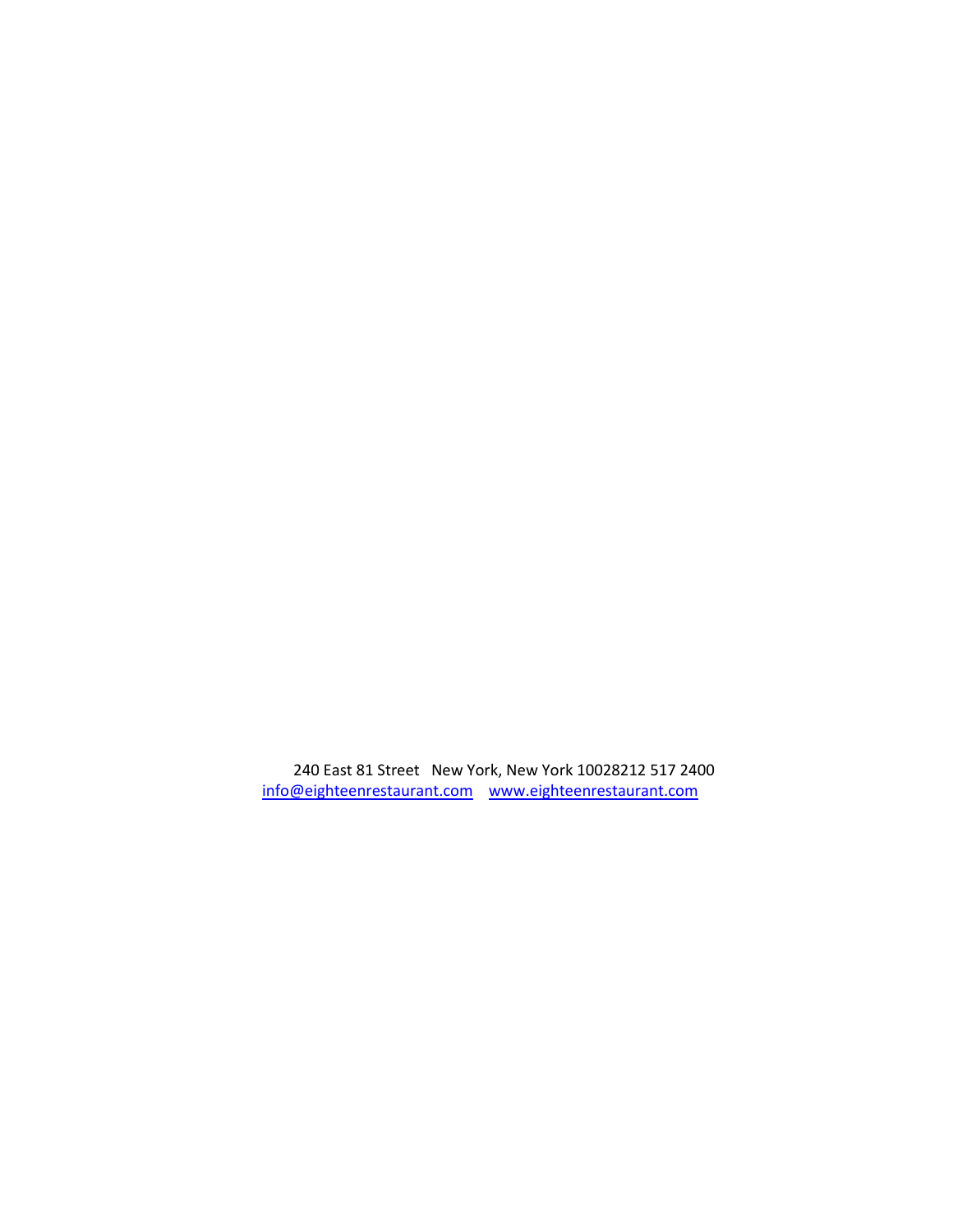240 East 81 Street   New York, New York 10028212 517 2400

[info@eighteenrestaurant.com](mailto:info@eighteenrestaurant.com)    [www.eighteenrestaurant.com](http://www.eighteenrestaurant.com)